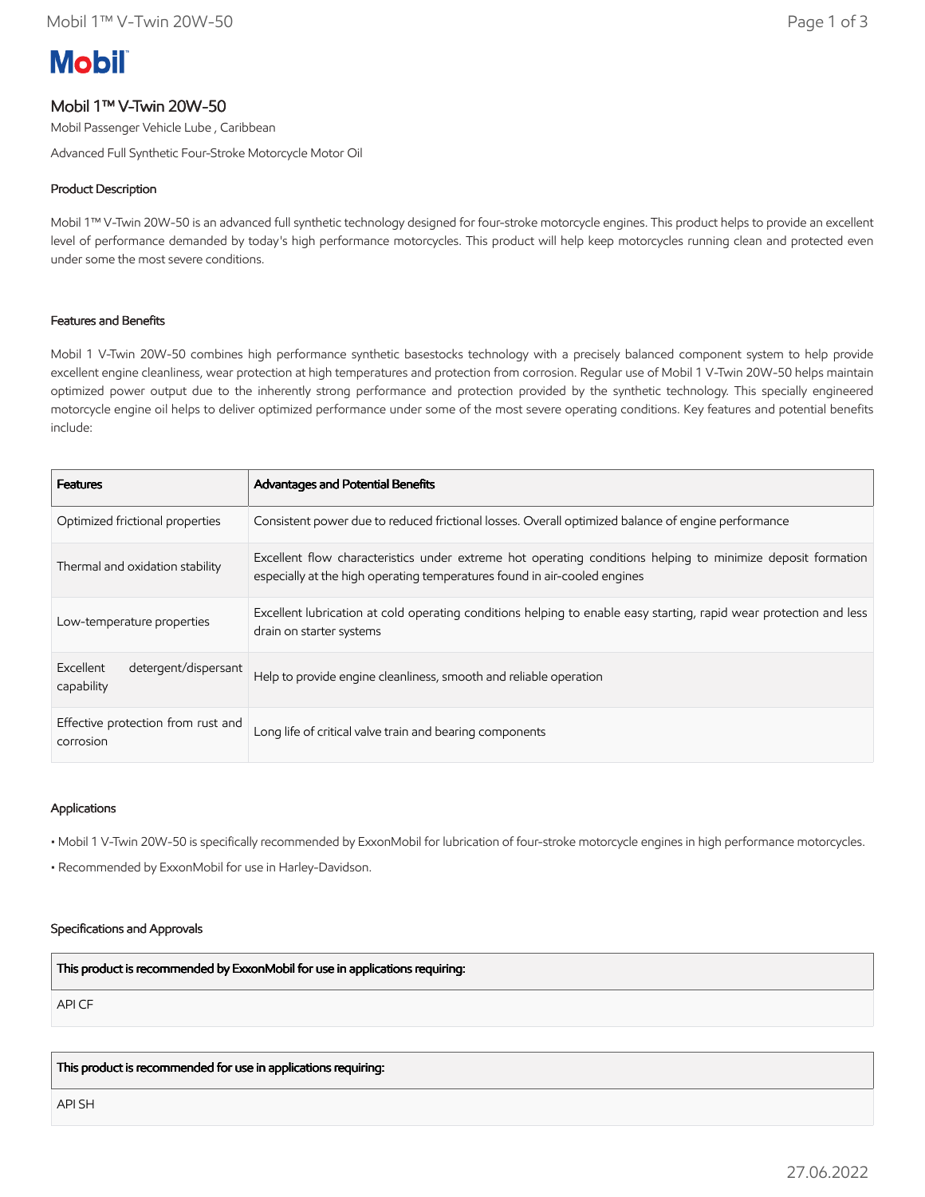# Mobil

## Mobil 1™ V-Twin 20W-50

Mobil Passenger Vehicle Lube , Caribbean

Advanced Full Synthetic Four-Stroke Motorcycle Motor Oil

### Product Description

Mobil 1™ V-Twin 20W-50 is an advanced full synthetic technology designed for four-stroke motorcycle engines. This product helps to provide an excellent level of performance demanded by today's high performance motorcycles. This product will help keep motorcycles running clean and protected even under some the most severe conditions.

### Features and Benefits

Mobil 1 V-Twin 20W-50 combines high performance synthetic basestocks technology with a precisely balanced component system to help provide excellent engine cleanliness, wear protection at high temperatures and protection from corrosion. Regular use of Mobil 1 V-Twin 20W-50 helps maintain optimized power output due to the inherently strong performance and protection provided by the synthetic technology. This specially engineered motorcycle engine oil helps to deliver optimized performance under some of the most severe operating conditions. Key features and potential benefits include:

| Features | Advantages and Potential Benefits |
|---|---|
| Optimized frictional properties | Consistent power due to reduced frictional losses. Overall optimized balance of engine performance |
| Thermal and oxidation stability | Excellent flow characteristics under extreme hot operating conditions helping to minimize deposit formation especially at the high operating temperatures found in air-cooled engines |
| Low-temperature properties | Excellent lubrication at cold operating conditions helping to enable easy starting, rapid wear protection and less drain on starter systems |
| Excellent detergent/dispersant capability | Help to provide engine cleanliness, smooth and reliable operation |
| Effective protection from rust and corrosion | Long life of critical valve train and bearing components |

### Applications

- Mobil 1 V-Twin 20W-50 is specifically recommended by ExxonMobil for lubrication of four-stroke motorcycle engines in high performance motorcycles.
- Recommended by ExxonMobil for use in Harley-Davidson.

### Specifications and Approvals

| This product is recommended by ExxonMobil for use in applications requiring: |
|---|
| API CF |

| This product is recommended for use in applications requiring: |
|---|
| API SH |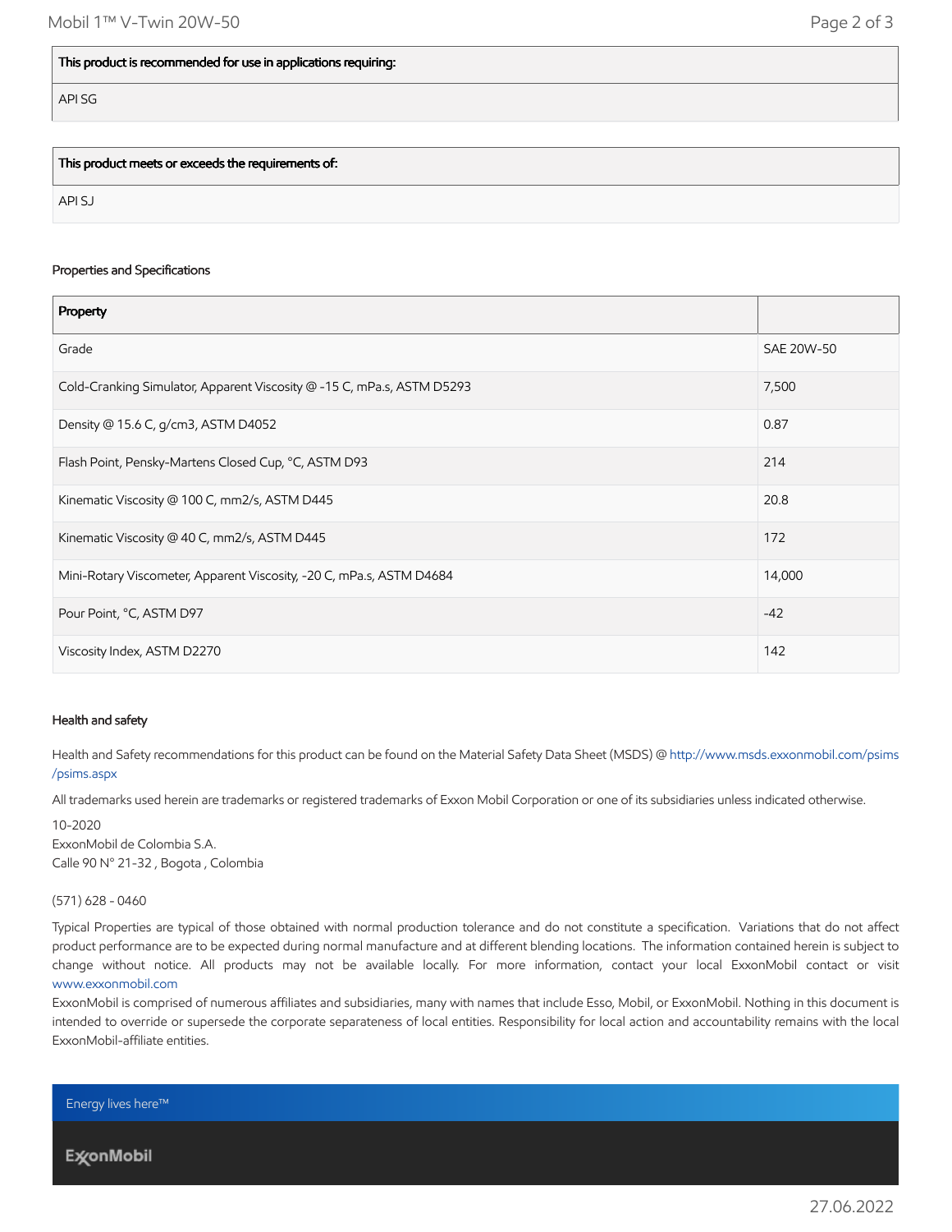| This product is recommended for use in applications requiring: |
| --- |
| API SG |

| This product meets or exceeds the requirements of: |
| --- |
| API SJ |

### Properties and Specifications

| Property | |
| --- | --- |
| Grade | SAE 20W-50 |
| Cold-Cranking Simulator, Apparent Viscosity @ -15 C, mPa.s, ASTM D5293 | 7,500 |
| Density @ 15.6 C, g/cm3, ASTM D4052 | 0.87 |
| Flash Point, Pensky-Martens Closed Cup, °C, ASTM D93 | 214 |
| Kinematic Viscosity @ 100 C, mm2/s, ASTM D445 | 20.8 |
| Kinematic Viscosity @ 40 C, mm2/s, ASTM D445 | 172 |
| Mini-Rotary Viscometer, Apparent Viscosity, -20 C, mPa.s, ASTM D4684 | 14,000 |
| Pour Point, °C, ASTM D97 | -42 |
| Viscosity Index, ASTM D2270 | 142 |

### Health and safety

Health and Safety recommendations for this product can be found on the Material Safety Data Sheet (MSDS) @ http://www.msds.exxonmobil.com/psims/psims.aspx

All trademarks used herein are trademarks or registered trademarks of Exxon Mobil Corporation or one of its subsidiaries unless indicated otherwise.

10-2020
ExxonMobil de Colombia S.A.
Calle 90 N° 21-32 , Bogota , Colombia

(571) 628 - 0460

Typical Properties are typical of those obtained with normal production tolerance and do not constitute a specification. Variations that do not affect product performance are to be expected during normal manufacture and at different blending locations. The information contained herein is subject to change without notice. All products may not be available locally. For more information, contact your local ExxonMobil contact or visit www.exxonmobil.com

ExxonMobil is comprised of numerous affiliates and subsidiaries, many with names that include Esso, Mobil, or ExxonMobil. Nothing in this document is intended to override or supersede the corporate separateness of local entities. Responsibility for local action and accountability remains with the local ExxonMobil-affiliate entities.

Energy lives here™

ExxonMobil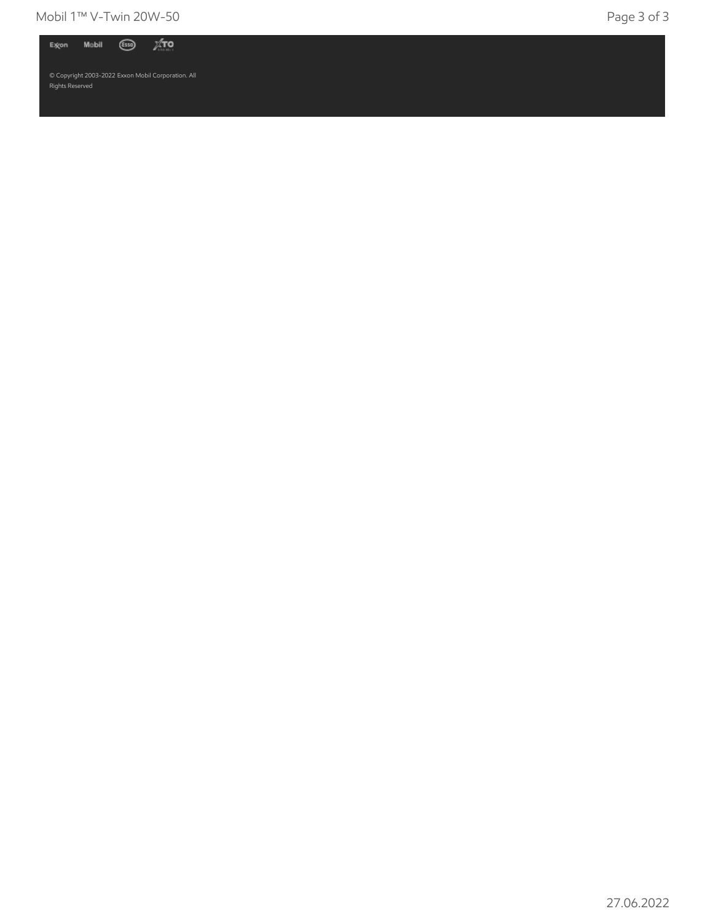Exxon Mobil Esso XTO

© Copyright 2003-2022 Exxon Mobil Corporation. All Rights Reserved